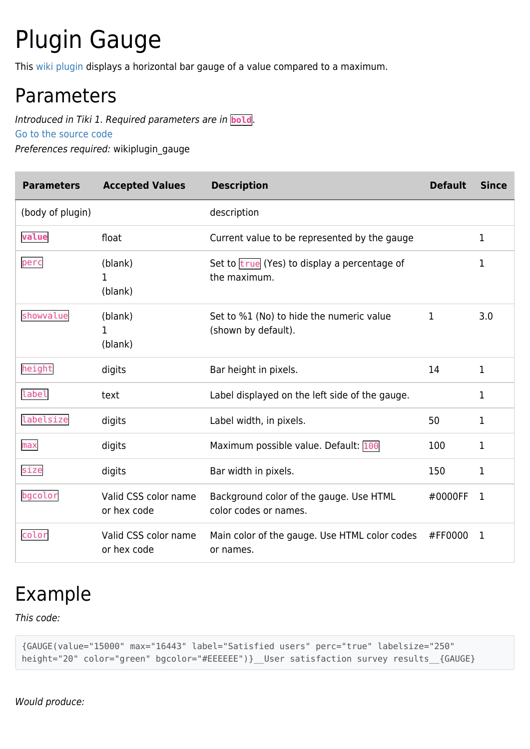# Plugin Gauge

This wiki plugin displays a horizontal bar gauge of a value compared to a maximum.

## Parameters

*Introduced in Tiki 1. Required parameters are in* **`bold`**.
Go to the source code
*Preferences required:* wikiplugin_gauge

| Parameters | Accepted Values | Description | Default | Since |
|---|---|---|---|---|
| (body of plugin) | | description | | |
| **`value`** | float | Current value to be represented by the gauge | | 1 |
| `perc` | (blank)<br>1<br>(blank) | Set to `true` (Yes) to display a percentage of the maximum. | | 1 |
| `showvalue` | (blank)<br>1<br>(blank) | Set to %1 (No) to hide the numeric value (shown by default). | 1 | 3.0 |
| `height` | digits | Bar height in pixels. | 14 | 1 |
| `label` | text | Label displayed on the left side of the gauge. | | 1 |
| `labelsize` | digits | Label width, in pixels. | 50 | 1 |
| `max` | digits | Maximum possible value. Default: `100` | 100 | 1 |
| `size` | digits | Bar width in pixels. | 150 | 1 |
| `bgcolor` | Valid CSS color name or hex code | Background color of the gauge. Use HTML color codes or names. | #0000FF | 1 |
| `color` | Valid CSS color name or hex code | Main color of the gauge. Use HTML color codes or names. | #FF0000 | 1 |

## Example

*This code:*

```
{GAUGE(value="15000" max="16443" label="Satisfied users" perc="true" labelsize="250"
height="20" color="green" bgcolor="#EEEEEE")}__User satisfaction survey results__{GAUGE}
```

*Would produce:*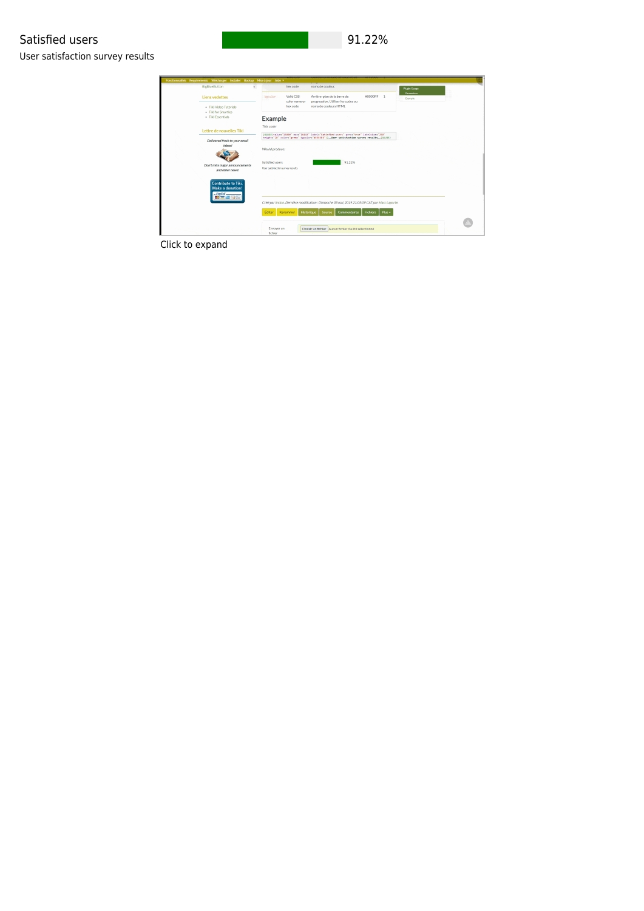Satisfied users 91.22%

User satisfaction survey results

Click to expand